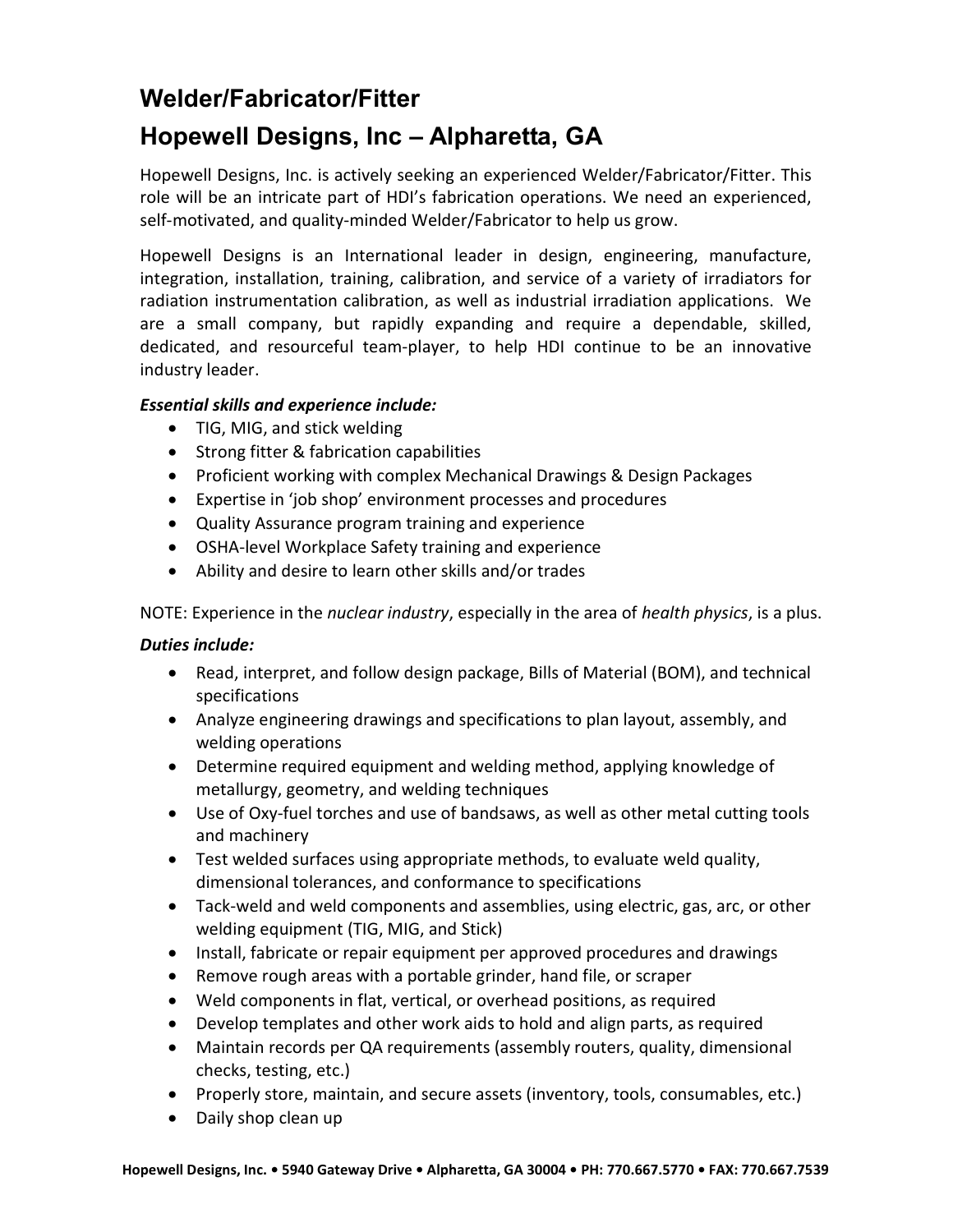# Welder/Fabricator/Fitter

# Hopewell Designs, Inc – Alpharetta, GA

Hopewell Designs, Inc. is actively seeking an experienced Welder/Fabricator/Fitter. This role will be an intricate part of HDI's fabrication operations. We need an experienced, self-motivated, and quality-minded Welder/Fabricator to help us grow.

Hopewell Designs is an International leader in design, engineering, manufacture, integration, installation, training, calibration, and service of a variety of irradiators for radiation instrumentation calibration, as well as industrial irradiation applications. We are a small company, but rapidly expanding and require a dependable, skilled, dedicated, and resourceful team-player, to help HDI continue to be an innovative industry leader.

***Essential skills and experience include:***

- TIG, MIG, and stick welding
- Strong fitter & fabrication capabilities
- Proficient working with complex Mechanical Drawings & Design Packages
- Expertise in 'job shop' environment processes and procedures
- Quality Assurance program training and experience
- OSHA-level Workplace Safety training and experience
- Ability and desire to learn other skills and/or trades

NOTE: Experience in the *nuclear industry*, especially in the area of *health physics*, is a plus.

***Duties include:***

- Read, interpret, and follow design package, Bills of Material (BOM), and technical specifications
- Analyze engineering drawings and specifications to plan layout, assembly, and welding operations
- Determine required equipment and welding method, applying knowledge of metallurgy, geometry, and welding techniques
- Use of Oxy-fuel torches and use of bandsaws, as well as other metal cutting tools and machinery
- Test welded surfaces using appropriate methods, to evaluate weld quality, dimensional tolerances, and conformance to specifications
- Tack-weld and weld components and assemblies, using electric, gas, arc, or other welding equipment (TIG, MIG, and Stick)
- Install, fabricate or repair equipment per approved procedures and drawings
- Remove rough areas with a portable grinder, hand file, or scraper
- Weld components in flat, vertical, or overhead positions, as required
- Develop templates and other work aids to hold and align parts, as required
- Maintain records per QA requirements (assembly routers, quality, dimensional checks, testing, etc.)
- Properly store, maintain, and secure assets (inventory, tools, consumables, etc.)
- Daily shop clean up

**Hopewell Designs, Inc. • 5940 Gateway Drive • Alpharetta, GA 30004 • PH: 770.667.5770 • FAX: 770.667.7539**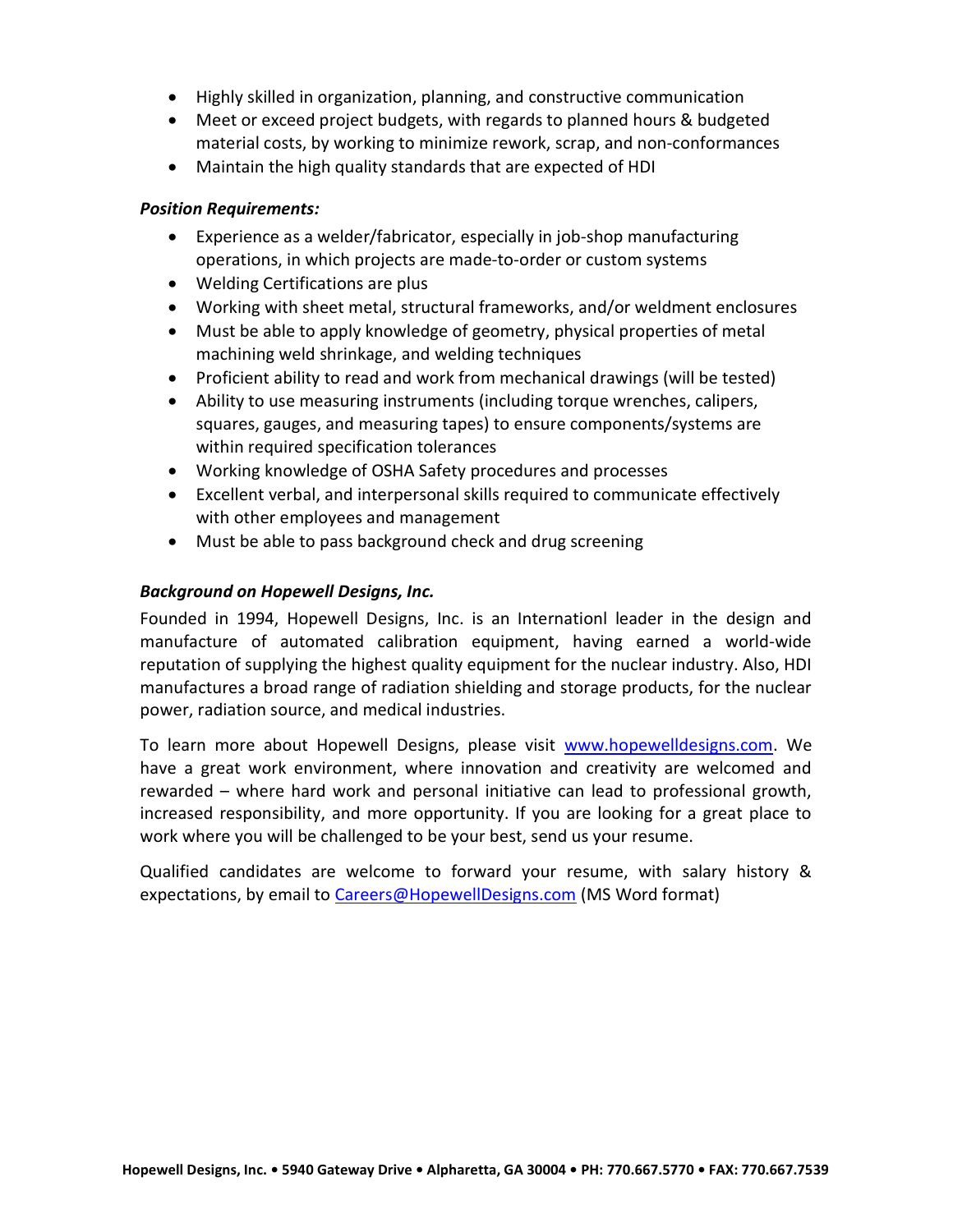- Highly skilled in organization, planning, and constructive communication
- Meet or exceed project budgets, with regards to planned hours & budgeted material costs, by working to minimize rework, scrap, and non-conformances
- Maintain the high quality standards that are expected of HDI

***Position Requirements:***

- Experience as a welder/fabricator, especially in job-shop manufacturing operations, in which projects are made-to-order or custom systems
- Welding Certifications are plus
- Working with sheet metal, structural frameworks, and/or weldment enclosures
- Must be able to apply knowledge of geometry, physical properties of metal machining weld shrinkage, and welding techniques
- Proficient ability to read and work from mechanical drawings (will be tested)
- Ability to use measuring instruments (including torque wrenches, calipers, squares, gauges, and measuring tapes) to ensure components/systems are within required specification tolerances
- Working knowledge of OSHA Safety procedures and processes
- Excellent verbal, and interpersonal skills required to communicate effectively with other employees and management
- Must be able to pass background check and drug screening

***Background on Hopewell Designs, Inc.***

Founded in 1994, Hopewell Designs, Inc. is an Internationl leader in the design and manufacture of automated calibration equipment, having earned a world-wide reputation of supplying the highest quality equipment for the nuclear industry. Also, HDI manufactures a broad range of radiation shielding and storage products, for the nuclear power, radiation source, and medical industries.

To learn more about Hopewell Designs, please visit [www.hopewelldesigns.com](http://www.hopewelldesigns.com). We have a great work environment, where innovation and creativity are welcomed and rewarded – where hard work and personal initiative can lead to professional growth, increased responsibility, and more opportunity. If you are looking for a great place to work where you will be challenged to be your best, send us your resume.

Qualified candidates are welcome to forward your resume, with salary history & expectations, by email to [Careers@HopewellDesigns.com](mailto:Careers@HopewellDesigns.com) (MS Word format)

**Hopewell Designs, Inc. • 5940 Gateway Drive • Alpharetta, GA 30004 • PH: 770.667.5770 • FAX: 770.667.7539**